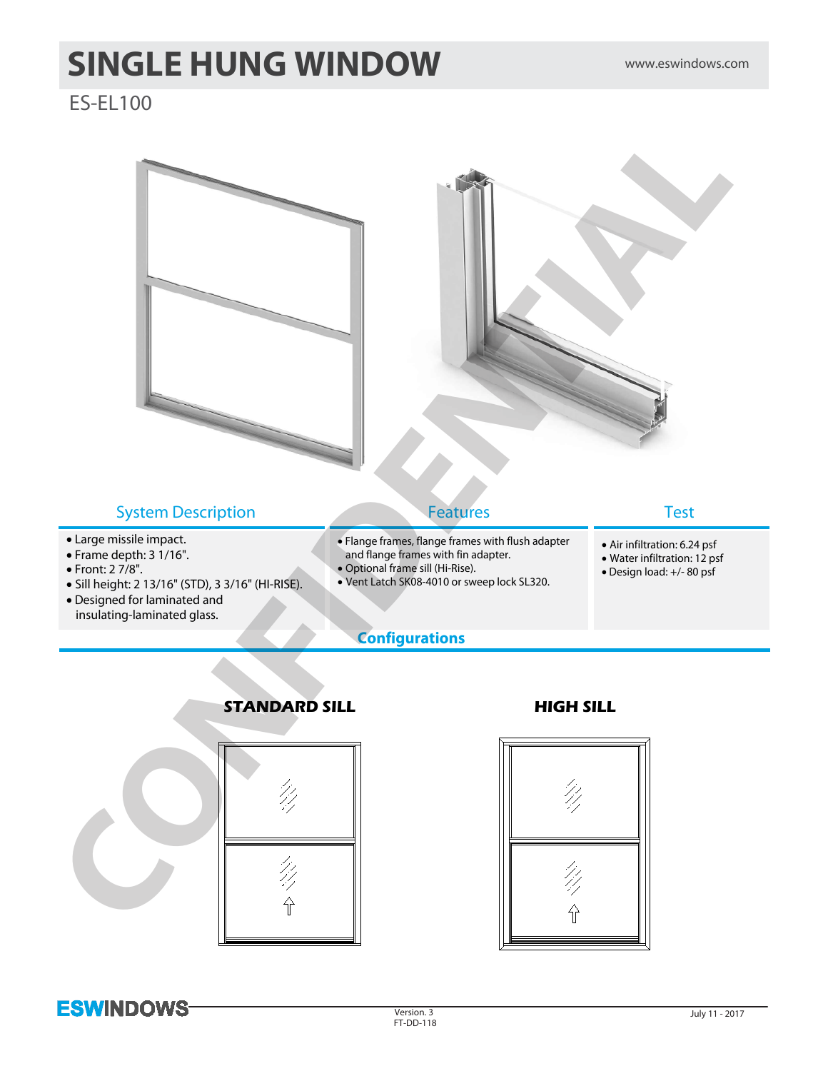# SINGLE HUNG WINDOW

www.eswindows.com

## ES-EL100

## System Description

- Large missile impact.
- Frame depth: 3 1/16".
- Front: 2 7/8".
- Sill height: 2 13/16" (STD), 3 3/16" (HI-RISE).
- Designed for laminated and insulating-laminated glass.

## Features

- Flange frames, flange frames with flush adapter and flange frames with fin adapter.
- Optional frame sill (Hi-Rise).
- Vent Latch SK08-4010 or sweep lock SL320.

## Test

- Air infiltration: 6.24 psf
- Water infiltration: 12 psf
- Design load: +/- 80 psf

## Configurations

**STANDARD SILL**

**HIGH SILL**

ESWINDOWS

Version. 3
FT-DD-118

July 11 - 2017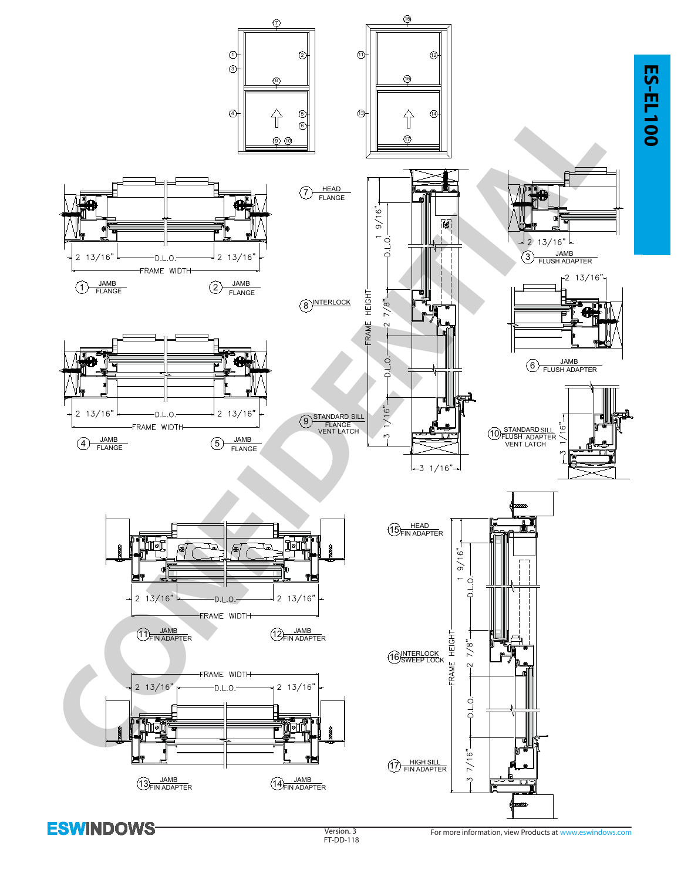# ES-EL100

2 13/16" — D.L.O. — 2 13/16"

FRAME WIDTH

1 JAMB FLANGE

2 JAMB FLANGE

2 13/16" — D.L.O. — 2 13/16"

FRAME WIDTH

4 JAMB FLANGE

5 JAMB FLANGE

7 HEAD FLANGE

8 INTERLOCK

9 STANDARD SILL FLANGE VENT LATCH

1 9/16" D.L.O. 2 7/8" D.L.O. 3 1/16"

FRAME HEIGHT

3 1/16"

2 13/16"

3 JAMB FLUSH ADAPTER

2 13/16"

6 JAMB FLUSH ADAPTER

10 STANDARD SILL FLUSH ADAPTER VENT LATCH

3 1/16"

2 13/16" — D.L.O. — 2 13/16"

FRAME WIDTH

11 JAMB FIN ADAPTER

12 JAMB FIN ADAPTER

FRAME WIDTH

2 13/16" — D.L.O. — 2 13/16"

13 JAMB FIN ADAPTER

14 JAMB FIN ADAPTER

15 HEAD FIN ADAPTER

16 INTERLOCK SWEEP LOCK

17 HIGH SILL FIN ADAPTER

1 9/16" D.L.O. 2 7/8" D.L.O. 3 7/16"

FRAME HEIGHT

CONFIDENTIAL

ESWINDOWS

Version. 3
FT-DD-118

For more information, view Products at www.eswindows.com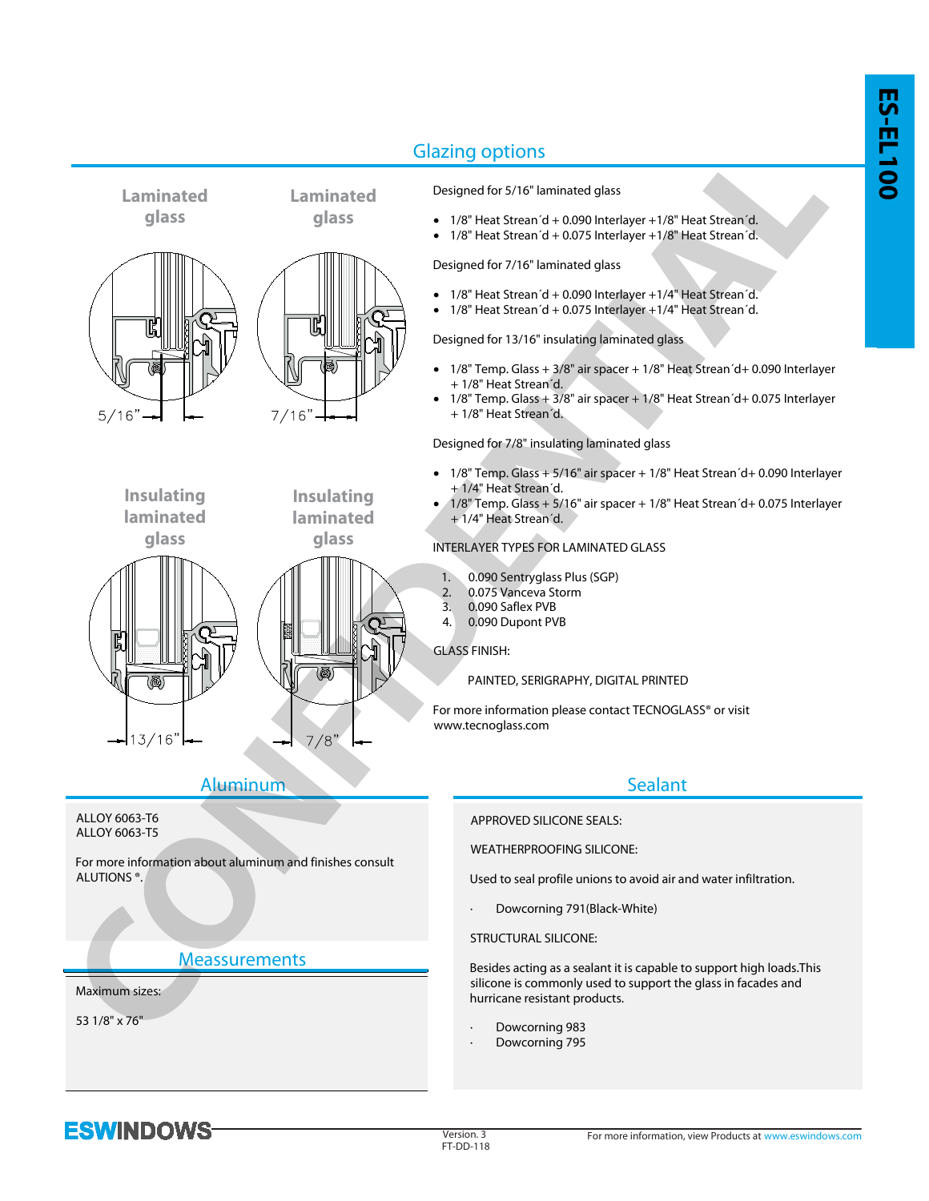ES-EL100

## Glazing options

Laminated glass

Laminated glass

5/16"

7/16"

Insulating laminated glass

Insulating laminated glass

13/16"

7/8"

Designed for 5/16" laminated glass

- 1/8" Heat Strean´d + 0.090 Interlayer +1/8" Heat Strean´d.
- 1/8" Heat Strean´d + 0.075 Interlayer +1/8" Heat Strean´d.

Designed for 7/16" laminated glass

- 1/8" Heat Strean´d + 0.090 Interlayer +1/4" Heat Strean´d.
- 1/8" Heat Strean´d + 0.075 Interlayer +1/4" Heat Strean´d.

Designed for 13/16" insulating laminated glass

- 1/8" Temp. Glass + 3/8" air spacer + 1/8" Heat Strean´d+ 0.090 Interlayer + 1/8" Heat Strean´d.
- 1/8" Temp. Glass + 3/8" air spacer + 1/8" Heat Strean´d+ 0.075 Interlayer + 1/8" Heat Strean´d.

Designed for 7/8" insulating laminated glass

- 1/8" Temp. Glass + 5/16" air spacer + 1/8" Heat Strean´d+ 0.090 Interlayer + 1/4" Heat Strean´d.
- 1/8" Temp. Glass + 5/16" air spacer + 1/8" Heat Strean´d+ 0.075 Interlayer + 1/4" Heat Strean´d.

INTERLAYER TYPES FOR LAMINATED GLASS

1. 0.090 Sentryglass Plus (SGP)
2. 0.075 Vanceva Storm
3. 0.090 Saflex PVB
4. 0.090 Dupont PVB

GLASS FINISH:

PAINTED, SERIGRAPHY, DIGITAL PRINTED

For more information please contact TECNOGLASS® or visit www.tecnoglass.com

CONFIDENTIAL

## Aluminum

ALLOY 6063-T6
ALLOY 6063-T5

For more information about aluminum and finishes consult ALUTIONS ®.

## Meassurements

Maximum sizes:

53 1/8" x 76"

## Sealant

APPROVED SILICONE SEALS:

WEATHERPROOFING SILICONE:

Used to seal profile unions to avoid air and water infiltration.

- Dowcorning 791(Black-White)

STRUCTURAL SILICONE:

Besides acting as a sealant it is capable to support high loads.This silicone is commonly used to support the glass in facades and hurricane resistant products.

- Dowcorning 983
- Dowcorning 795